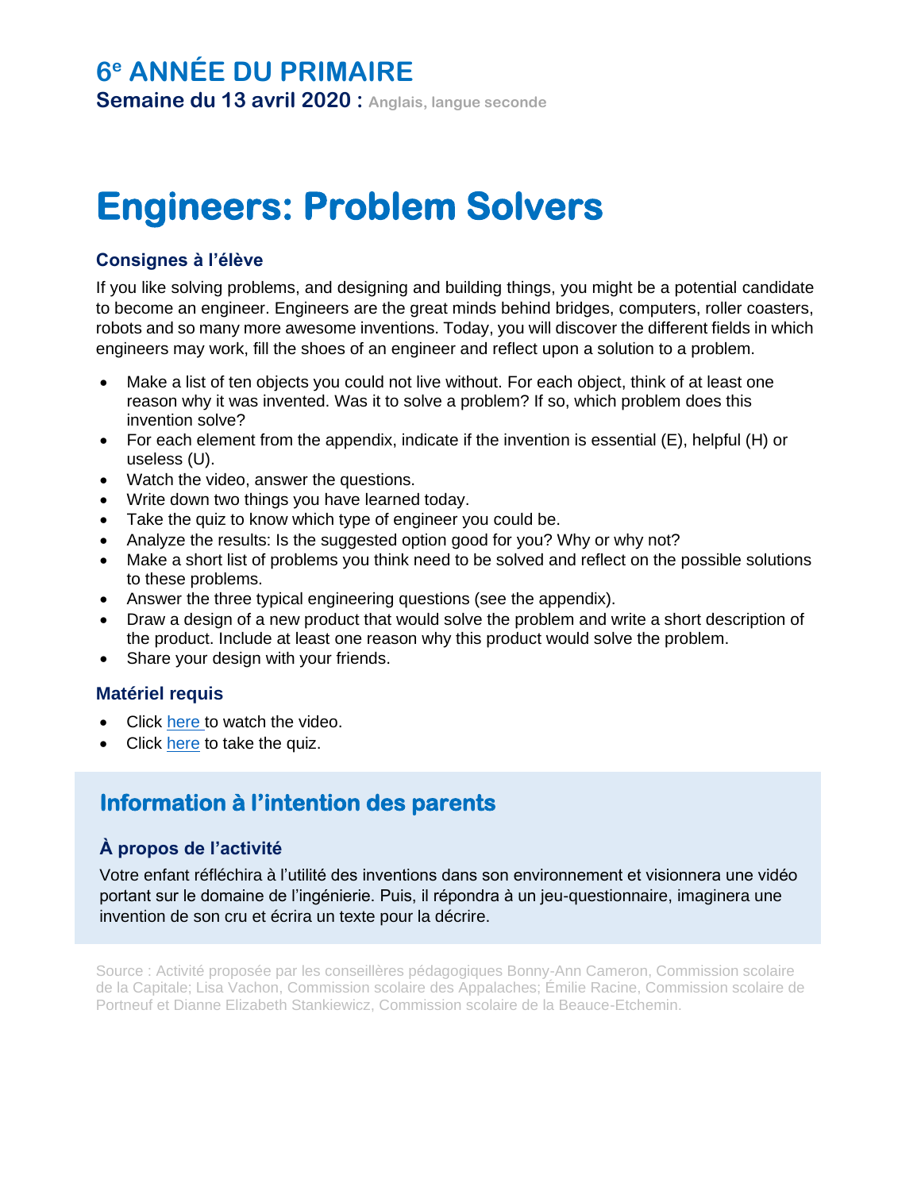# 6e ANNÉE DU PRIMAIRE

**Semaine du 13 avril 2020 :** Anglais, langue seconde

# Engineers: Problem Solvers

### Consignes à l'élève

If you like solving problems, and designing and building things, you might be a potential candidate to become an engineer. Engineers are the great minds behind bridges, computers, roller coasters, robots and so many more awesome inventions. Today, you will discover the different fields in which engineers may work, fill the shoes of an engineer and reflect upon a solution to a problem.

- Make a list of ten objects you could not live without. For each object, think of at least one reason why it was invented. Was it to solve a problem? If so, which problem does this invention solve?
- For each element from the appendix, indicate if the invention is essential (E), helpful (H) or useless (U).
- Watch the video, answer the questions.
- Write down two things you have learned today.
- Take the quiz to know which type of engineer you could be.
- Analyze the results: Is the suggested option good for you? Why or why not?
- Make a short list of problems you think need to be solved and reflect on the possible solutions to these problems.
- Answer the three typical engineering questions (see the appendix).
- Draw a design of a new product that would solve the problem and write a short description of the product. Include at least one reason why this product would solve the problem.
- Share your design with your friends.

### Matériel requis

- Click here to watch the video.
- Click here to take the quiz.

## Information à l'intention des parents

### À propos de l'activité

Votre enfant réfléchira à l'utilité des inventions dans son environnement et visionnera une vidéo portant sur le domaine de l'ingénierie. Puis, il répondra à un jeu-questionnaire, imaginera une invention de son cru et écrira un texte pour la décrire.

Source : Activité proposée par les conseillères pédagogiques Bonny-Ann Cameron, Commission scolaire de la Capitale; Lisa Vachon, Commission scolaire des Appalaches; Émilie Racine, Commission scolaire de Portneuf et Dianne Elizabeth Stankiewicz, Commission scolaire de la Beauce-Etchemin.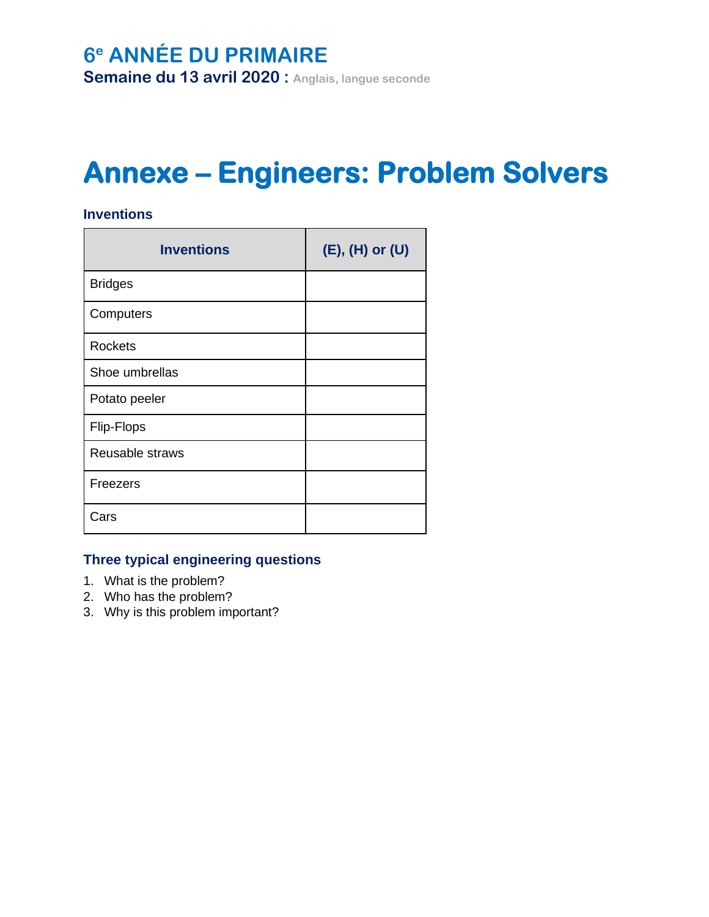# 6^e ANNÉE DU PRIMAIRE

**Semaine du 13 avril 2020 :** Anglais, langue seconde

# Annexe – Engineers: Problem Solvers

### Inventions

| Inventions | (E), (H) or (U) |
|---|---|
| Bridges | |
| Computers | |
| Rockets | |
| Shoe umbrellas | |
| Potato peeler | |
| Flip-Flops | |
| Reusable straws | |
| Freezers | |
| Cars | |

### Three typical engineering questions

1. What is the problem?
2. Who has the problem?
3. Why is this problem important?